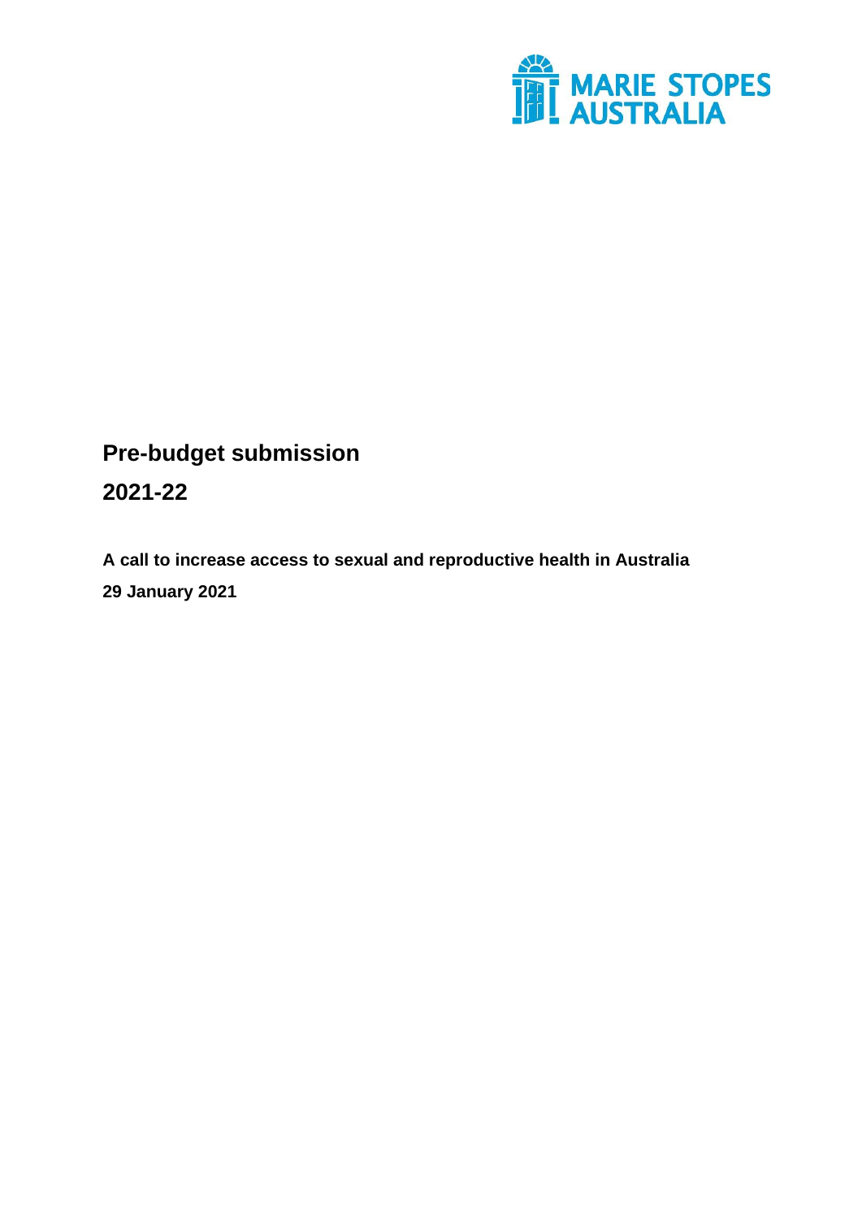MARIE STOPES AUSTRALIA

# Pre-budget submission

# 2021-22

**A call to increase access to sexual and reproductive health in Australia**

**29 January 2021**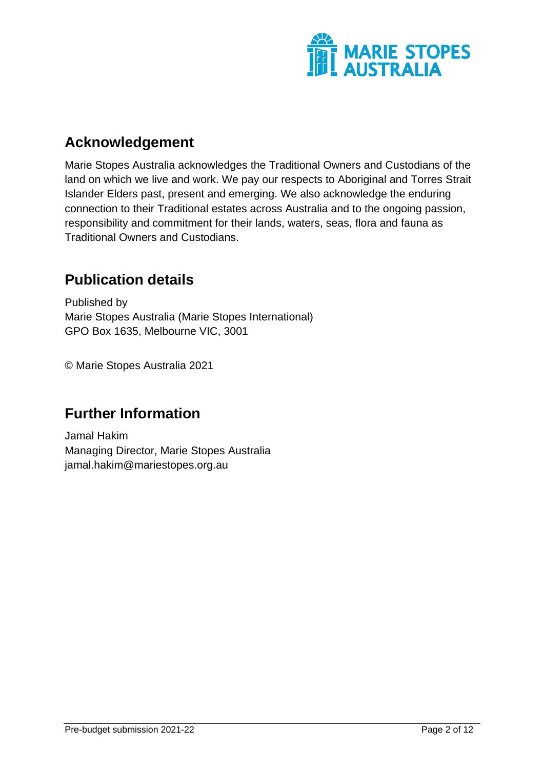## Acknowledgement

Marie Stopes Australia acknowledges the Traditional Owners and Custodians of the land on which we live and work. We pay our respects to Aboriginal and Torres Strait Islander Elders past, present and emerging. We also acknowledge the enduring connection to their Traditional estates across Australia and to the ongoing passion, responsibility and commitment for their lands, waters, seas, flora and fauna as Traditional Owners and Custodians.

## Publication details

Published by
Marie Stopes Australia (Marie Stopes International)
GPO Box 1635, Melbourne VIC, 3001

© Marie Stopes Australia 2021

## Further Information

Jamal Hakim
Managing Director, Marie Stopes Australia
jamal.hakim@mariestopes.org.au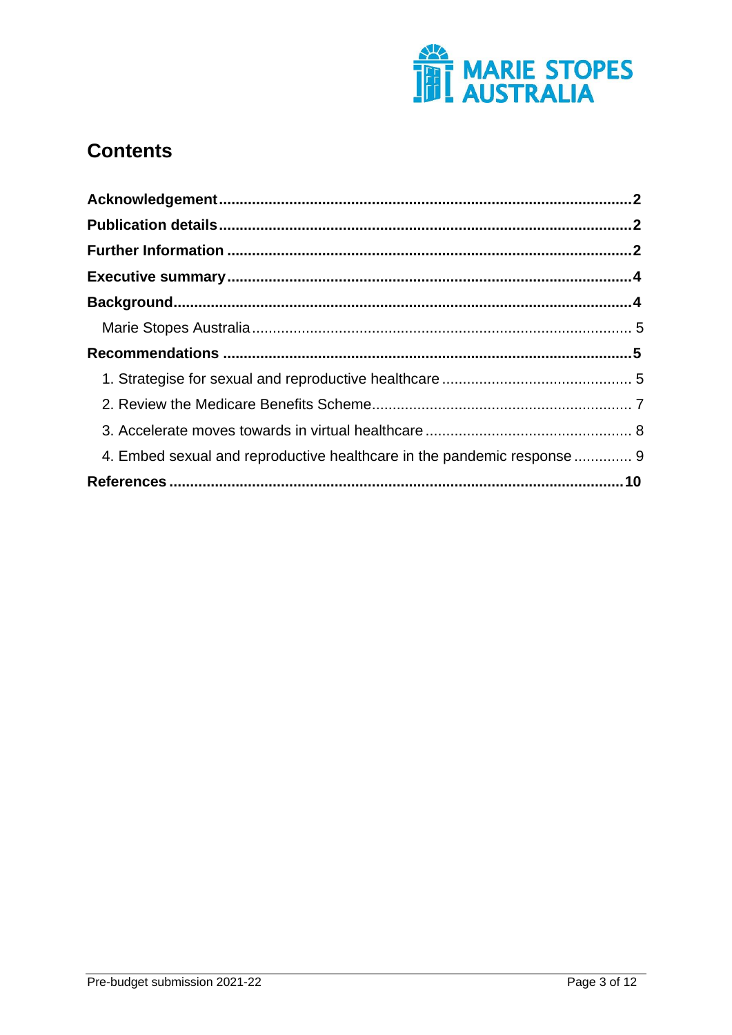## Contents

**Acknowledgement** .......... **2**

**Publication details** .......... **2**

**Further Information** .......... **2**

**Executive summary** .......... **4**

**Background** .......... **4**

- Marie Stopes Australia .......... 5

**Recommendations** .......... **5**

- 1. Strategise for sexual and reproductive healthcare .......... 5
- 2. Review the Medicare Benefits Scheme .......... 7
- 3. Accelerate moves towards in virtual healthcare .......... 8
- 4. Embed sexual and reproductive healthcare in the pandemic response .......... 9

**References** .......... **10**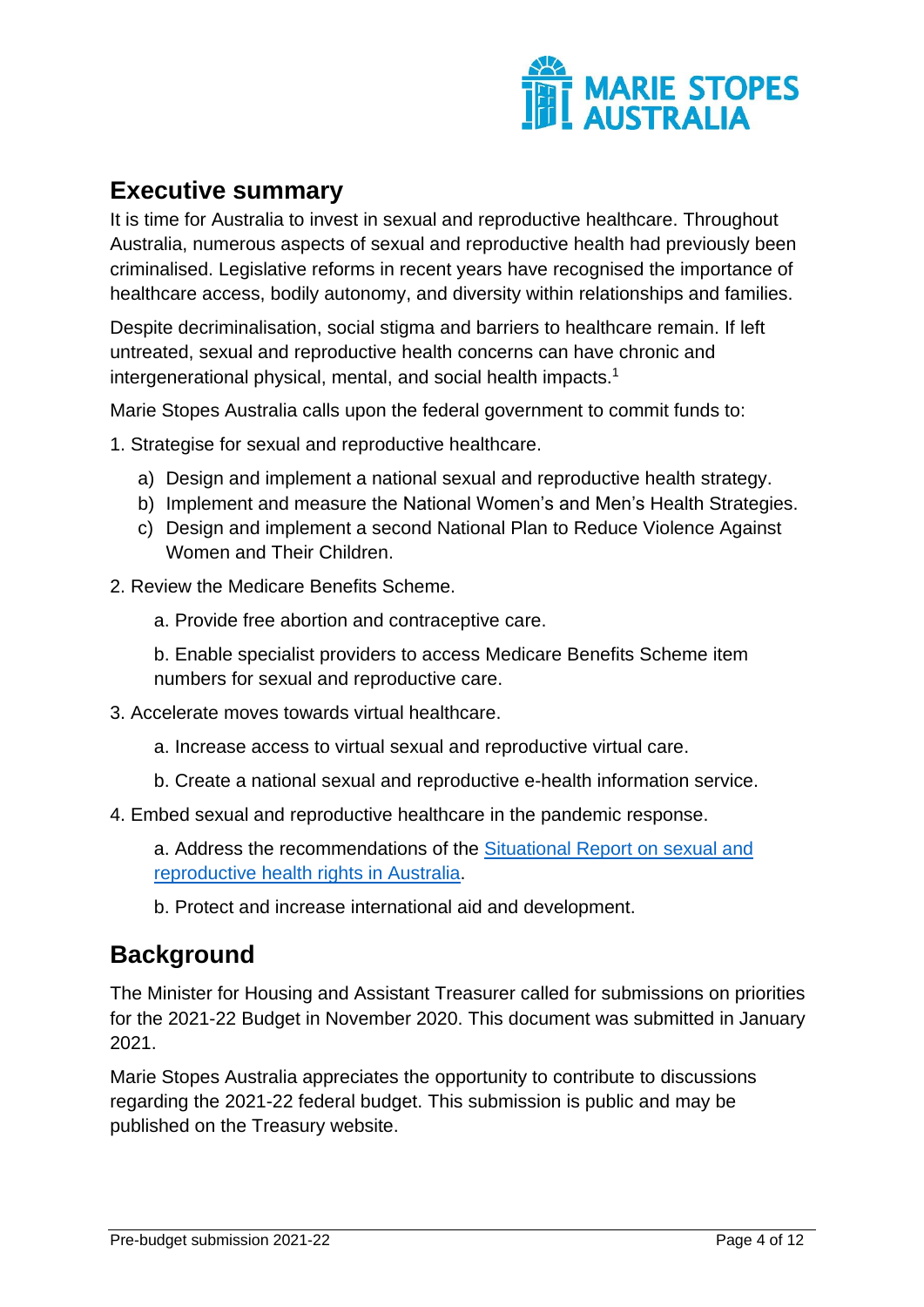## Executive summary

It is time for Australia to invest in sexual and reproductive healthcare. Throughout Australia, numerous aspects of sexual and reproductive health had previously been criminalised. Legislative reforms in recent years have recognised the importance of healthcare access, bodily autonomy, and diversity within relationships and families.

Despite decriminalisation, social stigma and barriers to healthcare remain. If left untreated, sexual and reproductive health concerns can have chronic and intergenerational physical, mental, and social health impacts.[1]

Marie Stopes Australia calls upon the federal government to commit funds to:

1. Strategise for sexual and reproductive healthcare.
    a) Design and implement a national sexual and reproductive health strategy.
    b) Implement and measure the National Women's and Men's Health Strategies.
    c) Design and implement a second National Plan to Reduce Violence Against Women and Their Children.
2. Review the Medicare Benefits Scheme.
    a. Provide free abortion and contraceptive care.
    b. Enable specialist providers to access Medicare Benefits Scheme item numbers for sexual and reproductive care.
3. Accelerate moves towards virtual healthcare.
    a. Increase access to virtual sexual and reproductive virtual care.
    b. Create a national sexual and reproductive e-health information service.
4. Embed sexual and reproductive healthcare in the pandemic response.
    a. Address the recommendations of the [Situational Report on sexual and reproductive health rights in Australia](#).
    b. Protect and increase international aid and development.

## Background

The Minister for Housing and Assistant Treasurer called for submissions on priorities for the 2021-22 Budget in November 2020. This document was submitted in January 2021.

Marie Stopes Australia appreciates the opportunity to contribute to discussions regarding the 2021-22 federal budget. This submission is public and may be published on the Treasury website.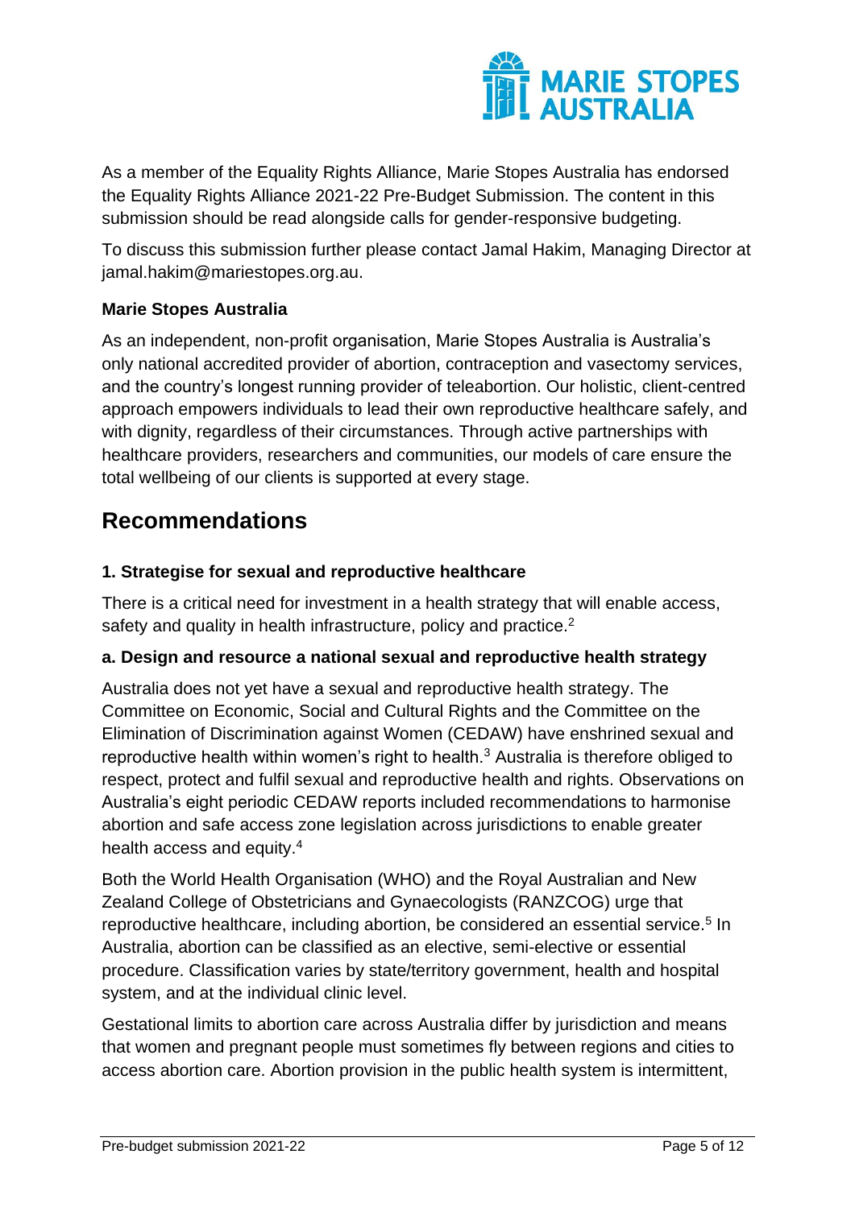As a member of the Equality Rights Alliance, Marie Stopes Australia has endorsed the Equality Rights Alliance 2021-22 Pre-Budget Submission. The content in this submission should be read alongside calls for gender-responsive budgeting.

To discuss this submission further please contact Jamal Hakim, Managing Director at jamal.hakim@mariestopes.org.au.

**Marie Stopes Australia**

As an independent, non-profit organisation, Marie Stopes Australia is Australia's only national accredited provider of abortion, contraception and vasectomy services, and the country's longest running provider of teleabortion. Our holistic, client-centred approach empowers individuals to lead their own reproductive healthcare safely, and with dignity, regardless of their circumstances. Through active partnerships with healthcare providers, researchers and communities, our models of care ensure the total wellbeing of our clients is supported at every stage.

## Recommendations

**1. Strategise for sexual and reproductive healthcare**

There is a critical need for investment in a health strategy that will enable access, safety and quality in health infrastructure, policy and practice.[2]

**a. Design and resource a national sexual and reproductive health strategy**

Australia does not yet have a sexual and reproductive health strategy. The Committee on Economic, Social and Cultural Rights and the Committee on the Elimination of Discrimination against Women (CEDAW) have enshrined sexual and reproductive health within women's right to health.[3] Australia is therefore obliged to respect, protect and fulfil sexual and reproductive health and rights. Observations on Australia's eight periodic CEDAW reports included recommendations to harmonise abortion and safe access zone legislation across jurisdictions to enable greater health access and equity.[4]

Both the World Health Organisation (WHO) and the Royal Australian and New Zealand College of Obstetricians and Gynaecologists (RANZCOG) urge that reproductive healthcare, including abortion, be considered an essential service.[5] In Australia, abortion can be classified as an elective, semi-elective or essential procedure. Classification varies by state/territory government, health and hospital system, and at the individual clinic level.

Gestational limits to abortion care across Australia differ by jurisdiction and means that women and pregnant people must sometimes fly between regions and cities to access abortion care. Abortion provision in the public health system is intermittent,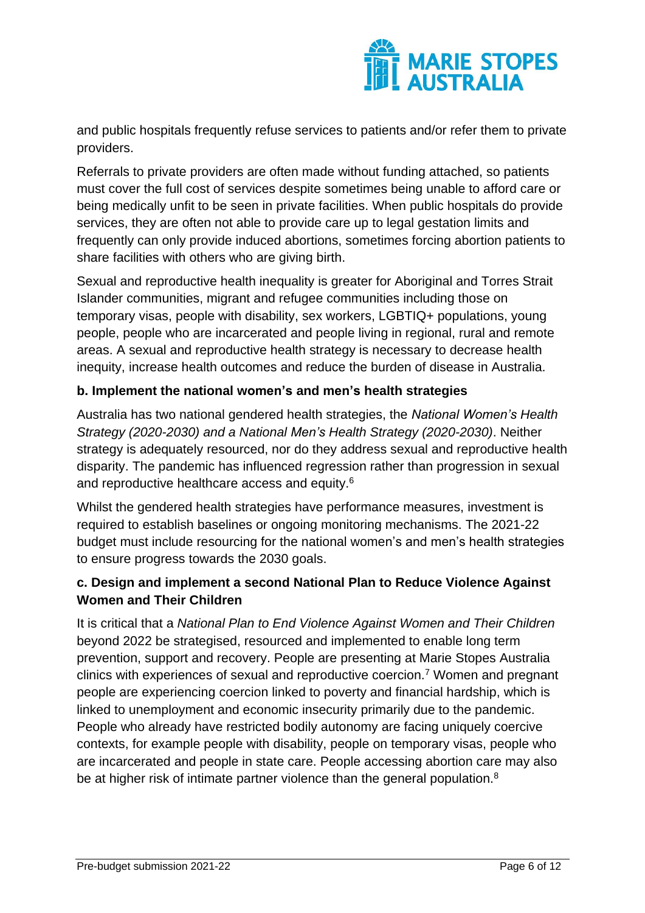and public hospitals frequently refuse services to patients and/or refer them to private providers.

Referrals to private providers are often made without funding attached, so patients must cover the full cost of services despite sometimes being unable to afford care or being medically unfit to be seen in private facilities. When public hospitals do provide services, they are often not able to provide care up to legal gestation limits and frequently can only provide induced abortions, sometimes forcing abortion patients to share facilities with others who are giving birth.

Sexual and reproductive health inequality is greater for Aboriginal and Torres Strait Islander communities, migrant and refugee communities including those on temporary visas, people with disability, sex workers, LGBTIQ+ populations, young people, people who are incarcerated and people living in regional, rural and remote areas. A sexual and reproductive health strategy is necessary to decrease health inequity, increase health outcomes and reduce the burden of disease in Australia.

### b. Implement the national women's and men's health strategies

Australia has two national gendered health strategies, the *National Women's Health Strategy (2020-2030) and a National Men's Health Strategy (2020-2030)*. Neither strategy is adequately resourced, nor do they address sexual and reproductive health disparity. The pandemic has influenced regression rather than progression in sexual and reproductive healthcare access and equity.[6]

Whilst the gendered health strategies have performance measures, investment is required to establish baselines or ongoing monitoring mechanisms. The 2021-22 budget must include resourcing for the national women's and men's health strategies to ensure progress towards the 2030 goals.

### c. Design and implement a second National Plan to Reduce Violence Against Women and Their Children

It is critical that a *National Plan to End Violence Against Women and Their Children* beyond 2022 be strategised, resourced and implemented to enable long term prevention, support and recovery. People are presenting at Marie Stopes Australia clinics with experiences of sexual and reproductive coercion.[7] Women and pregnant people are experiencing coercion linked to poverty and financial hardship, which is linked to unemployment and economic insecurity primarily due to the pandemic. People who already have restricted bodily autonomy are facing uniquely coercive contexts, for example people with disability, people on temporary visas, people who are incarcerated and people in state care. People accessing abortion care may also be at higher risk of intimate partner violence than the general population.[8]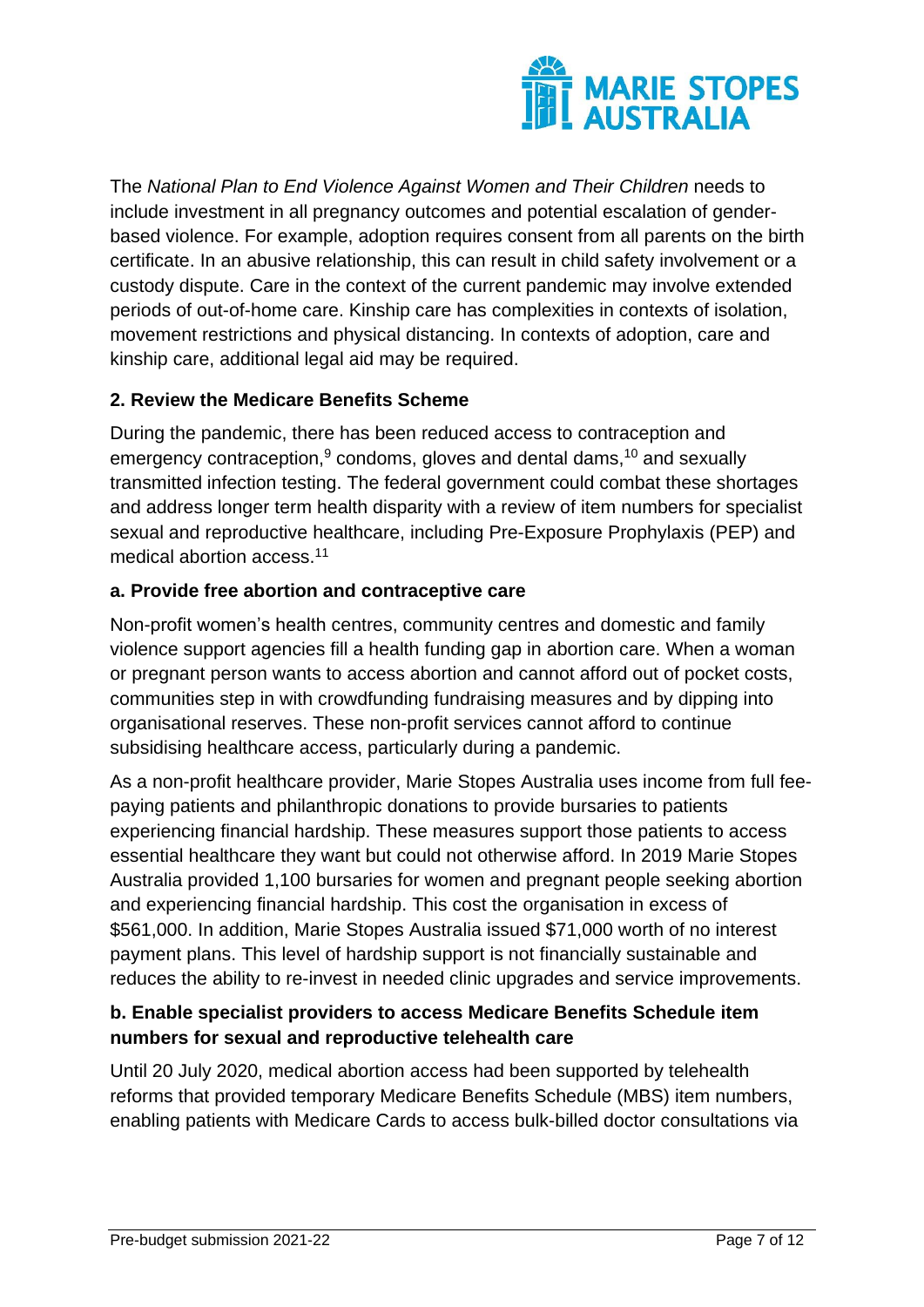The *National Plan to End Violence Against Women and Their Children* needs to include investment in all pregnancy outcomes and potential escalation of gender-based violence. For example, adoption requires consent from all parents on the birth certificate. In an abusive relationship, this can result in child safety involvement or a custody dispute. Care in the context of the current pandemic may involve extended periods of out-of-home care. Kinship care has complexities in contexts of isolation, movement restrictions and physical distancing. In contexts of adoption, care and kinship care, additional legal aid may be required.

### 2. Review the Medicare Benefits Scheme

During the pandemic, there has been reduced access to contraception and emergency contraception,[9] condoms, gloves and dental dams,[10] and sexually transmitted infection testing. The federal government could combat these shortages and address longer term health disparity with a review of item numbers for specialist sexual and reproductive healthcare, including Pre-Exposure Prophylaxis (PEP) and medical abortion access.[11]

#### a. Provide free abortion and contraceptive care

Non-profit women's health centres, community centres and domestic and family violence support agencies fill a health funding gap in abortion care. When a woman or pregnant person wants to access abortion and cannot afford out of pocket costs, communities step in with crowdfunding fundraising measures and by dipping into organisational reserves. These non-profit services cannot afford to continue subsidising healthcare access, particularly during a pandemic.

As a non-profit healthcare provider, Marie Stopes Australia uses income from full fee-paying patients and philanthropic donations to provide bursaries to patients experiencing financial hardship. These measures support those patients to access essential healthcare they want but could not otherwise afford. In 2019 Marie Stopes Australia provided 1,100 bursaries for women and pregnant people seeking abortion and experiencing financial hardship. This cost the organisation in excess of $561,000. In addition, Marie Stopes Australia issued $71,000 worth of no interest payment plans. This level of hardship support is not financially sustainable and reduces the ability to re-invest in needed clinic upgrades and service improvements.

#### b. Enable specialist providers to access Medicare Benefits Schedule item numbers for sexual and reproductive telehealth care

Until 20 July 2020, medical abortion access had been supported by telehealth reforms that provided temporary Medicare Benefits Schedule (MBS) item numbers, enabling patients with Medicare Cards to access bulk-billed doctor consultations via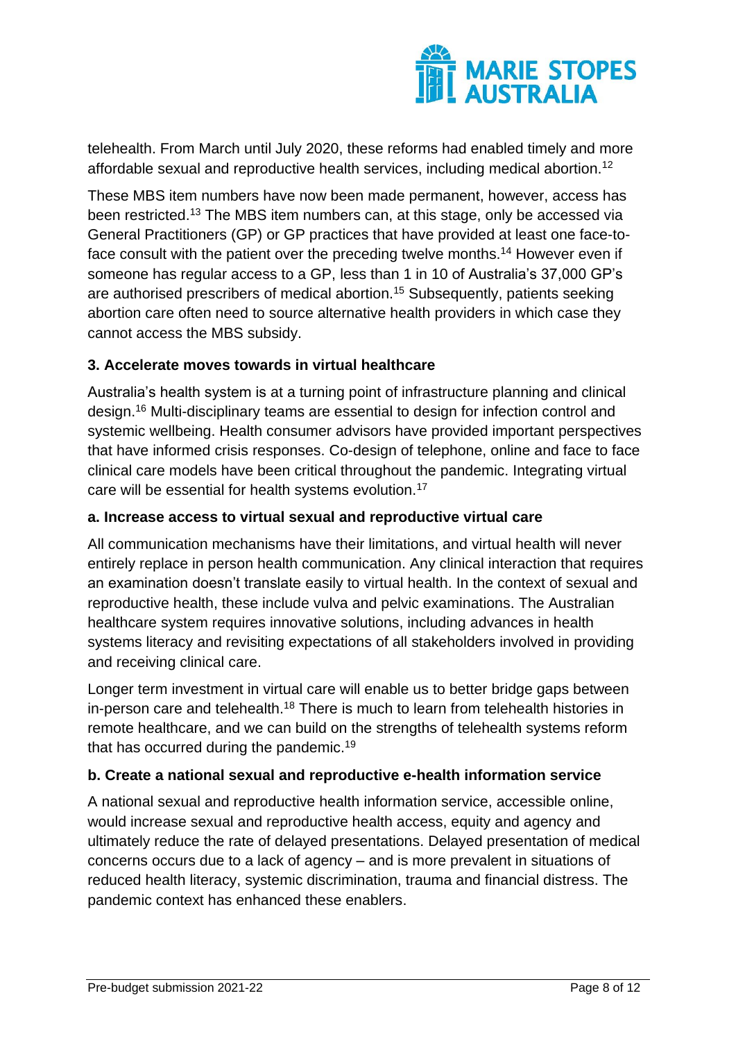telehealth. From March until July 2020, these reforms had enabled timely and more affordable sexual and reproductive health services, including medical abortion.[12]

These MBS item numbers have now been made permanent, however, access has been restricted.[13] The MBS item numbers can, at this stage, only be accessed via General Practitioners (GP) or GP practices that have provided at least one face-to-face consult with the patient over the preceding twelve months.[14] However even if someone has regular access to a GP, less than 1 in 10 of Australia's 37,000 GP's are authorised prescribers of medical abortion.[15] Subsequently, patients seeking abortion care often need to source alternative health providers in which case they cannot access the MBS subsidy.

### 3. Accelerate moves towards in virtual healthcare

Australia's health system is at a turning point of infrastructure planning and clinical design.[16] Multi-disciplinary teams are essential to design for infection control and systemic wellbeing. Health consumer advisors have provided important perspectives that have informed crisis responses. Co-design of telephone, online and face to face clinical care models have been critical throughout the pandemic. Integrating virtual care will be essential for health systems evolution.[17]

#### a. Increase access to virtual sexual and reproductive virtual care

All communication mechanisms have their limitations, and virtual health will never entirely replace in person health communication. Any clinical interaction that requires an examination doesn't translate easily to virtual health. In the context of sexual and reproductive health, these include vulva and pelvic examinations. The Australian healthcare system requires innovative solutions, including advances in health systems literacy and revisiting expectations of all stakeholders involved in providing and receiving clinical care.

Longer term investment in virtual care will enable us to better bridge gaps between in-person care and telehealth.[18] There is much to learn from telehealth histories in remote healthcare, and we can build on the strengths of telehealth systems reform that has occurred during the pandemic.[19]

#### b. Create a national sexual and reproductive e-health information service

A national sexual and reproductive health information service, accessible online, would increase sexual and reproductive health access, equity and agency and ultimately reduce the rate of delayed presentations. Delayed presentation of medical concerns occurs due to a lack of agency – and is more prevalent in situations of reduced health literacy, systemic discrimination, trauma and financial distress. The pandemic context has enhanced these enablers.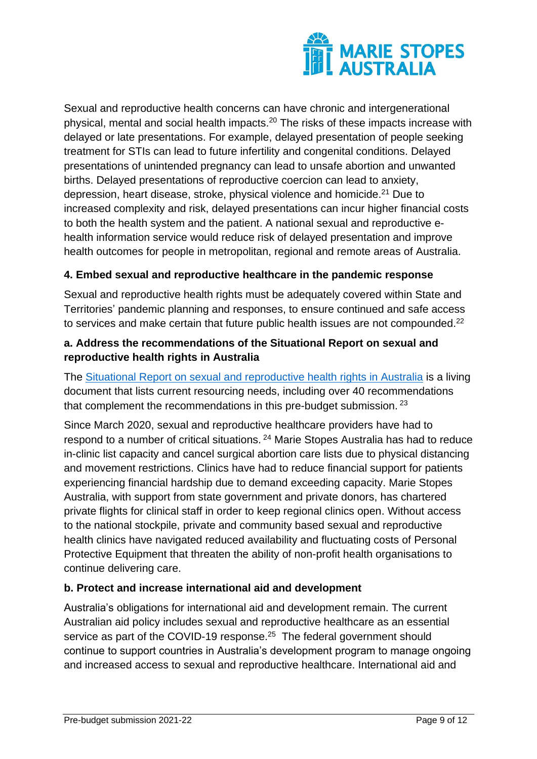Sexual and reproductive health concerns can have chronic and intergenerational physical, mental and social health impacts.[20] The risks of these impacts increase with delayed or late presentations. For example, delayed presentation of people seeking treatment for STIs can lead to future infertility and congenital conditions. Delayed presentations of unintended pregnancy can lead to unsafe abortion and unwanted births. Delayed presentations of reproductive coercion can lead to anxiety, depression, heart disease, stroke, physical violence and homicide.[21] Due to increased complexity and risk, delayed presentations can incur higher financial costs to both the health system and the patient. A national sexual and reproductive e-health information service would reduce risk of delayed presentation and improve health outcomes for people in metropolitan, regional and remote areas of Australia.

### 4. Embed sexual and reproductive healthcare in the pandemic response

Sexual and reproductive health rights must be adequately covered within State and Territories' pandemic planning and responses, to ensure continued and safe access to services and make certain that future public health issues are not compounded.[22]

#### a. Address the recommendations of the Situational Report on sexual and reproductive health rights in Australia

The [Situational Report on sexual and reproductive health rights in Australia] is a living document that lists current resourcing needs, including over 40 recommendations that complement the recommendations in this pre-budget submission.[23]

Since March 2020, sexual and reproductive healthcare providers have had to respond to a number of critical situations.[24] Marie Stopes Australia has had to reduce in-clinic list capacity and cancel surgical abortion care lists due to physical distancing and movement restrictions. Clinics have had to reduce financial support for patients experiencing financial hardship due to demand exceeding capacity. Marie Stopes Australia, with support from state government and private donors, has chartered private flights for clinical staff in order to keep regional clinics open. Without access to the national stockpile, private and community based sexual and reproductive health clinics have navigated reduced availability and fluctuating costs of Personal Protective Equipment that threaten the ability of non-profit health organisations to continue delivering care.

#### b. Protect and increase international aid and development

Australia's obligations for international aid and development remain. The current Australian aid policy includes sexual and reproductive healthcare as an essential service as part of the COVID-19 response.[25] The federal government should continue to support countries in Australia's development program to manage ongoing and increased access to sexual and reproductive healthcare. International aid and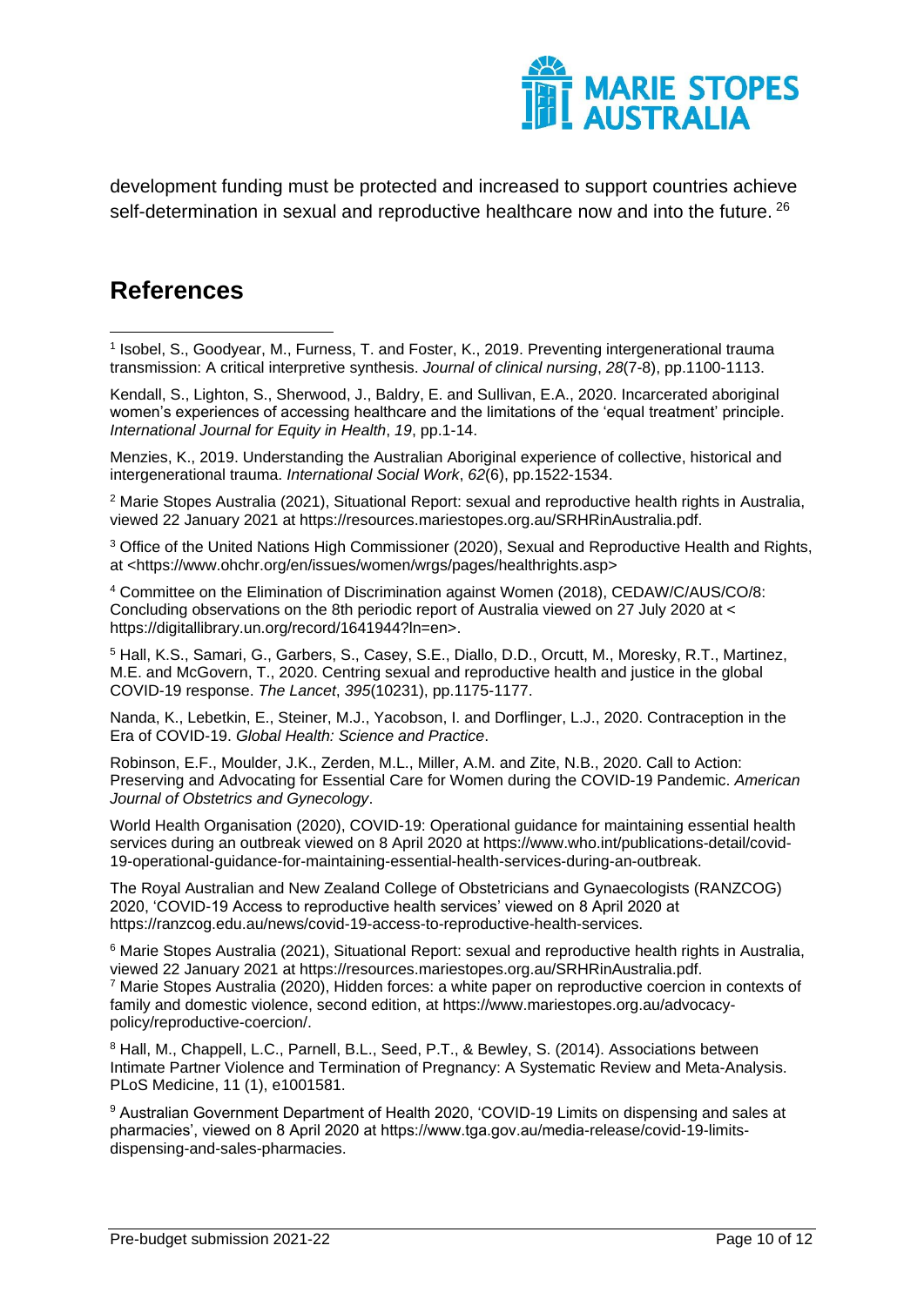development funding must be protected and increased to support countries achieve self-determination in sexual and reproductive healthcare now and into the future. [26]

## References

[1] Isobel, S., Goodyear, M., Furness, T. and Foster, K., 2019. Preventing intergenerational trauma transmission: A critical interpretive synthesis. *Journal of clinical nursing*, *28*(7-8), pp.1100-1113.

Kendall, S., Lighton, S., Sherwood, J., Baldry, E. and Sullivan, E.A., 2020. Incarcerated aboriginal women's experiences of accessing healthcare and the limitations of the 'equal treatment' principle. *International Journal for Equity in Health*, *19*, pp.1-14.

Menzies, K., 2019. Understanding the Australian Aboriginal experience of collective, historical and intergenerational trauma. *International Social Work*, *62*(6), pp.1522-1534.

[2] Marie Stopes Australia (2021), Situational Report: sexual and reproductive health rights in Australia, viewed 22 January 2021 at https://resources.mariestopes.org.au/SRHRinAustralia.pdf.

[3] Office of the United Nations High Commissioner (2020), Sexual and Reproductive Health and Rights, at <https://www.ohchr.org/en/issues/women/wrgs/pages/healthrights.asp>

[4] Committee on the Elimination of Discrimination against Women (2018), CEDAW/C/AUS/CO/8: Concluding observations on the 8th periodic report of Australia viewed on 27 July 2020 at < https://digitallibrary.un.org/record/1641944?ln=en>.

[5] Hall, K.S., Samari, G., Garbers, S., Casey, S.E., Diallo, D.D., Orcutt, M., Moresky, R.T., Martinez, M.E. and McGovern, T., 2020. Centring sexual and reproductive health and justice in the global COVID-19 response. *The Lancet*, *395*(10231), pp.1175-1177.

Nanda, K., Lebetkin, E., Steiner, M.J., Yacobson, I. and Dorflinger, L.J., 2020. Contraception in the Era of COVID-19. *Global Health: Science and Practice*.

Robinson, E.F., Moulder, J.K., Zerden, M.L., Miller, A.M. and Zite, N.B., 2020. Call to Action: Preserving and Advocating for Essential Care for Women during the COVID-19 Pandemic. *American Journal of Obstetrics and Gynecology*.

World Health Organisation (2020), COVID-19: Operational guidance for maintaining essential health services during an outbreak viewed on 8 April 2020 at https://www.who.int/publications-detail/covid-19-operational-guidance-for-maintaining-essential-health-services-during-an-outbreak.

The Royal Australian and New Zealand College of Obstetricians and Gynaecologists (RANZCOG) 2020, 'COVID-19 Access to reproductive health services' viewed on 8 April 2020 at https://ranzcog.edu.au/news/covid-19-access-to-reproductive-health-services.

[6] Marie Stopes Australia (2021), Situational Report: sexual and reproductive health rights in Australia, viewed 22 January 2021 at https://resources.mariestopes.org.au/SRHRinAustralia.pdf.

[7] Marie Stopes Australia (2020), Hidden forces: a white paper on reproductive coercion in contexts of family and domestic violence, second edition, at https://www.mariestopes.org.au/advocacy-policy/reproductive-coercion/.

[8] Hall, M., Chappell, L.C., Parnell, B.L., Seed, P.T., & Bewley, S. (2014). Associations between Intimate Partner Violence and Termination of Pregnancy: A Systematic Review and Meta-Analysis. PLoS Medicine, 11 (1), e1001581.

[9] Australian Government Department of Health 2020, 'COVID-19 Limits on dispensing and sales at pharmacies', viewed on 8 April 2020 at https://www.tga.gov.au/media-release/covid-19-limits-dispensing-and-sales-pharmacies.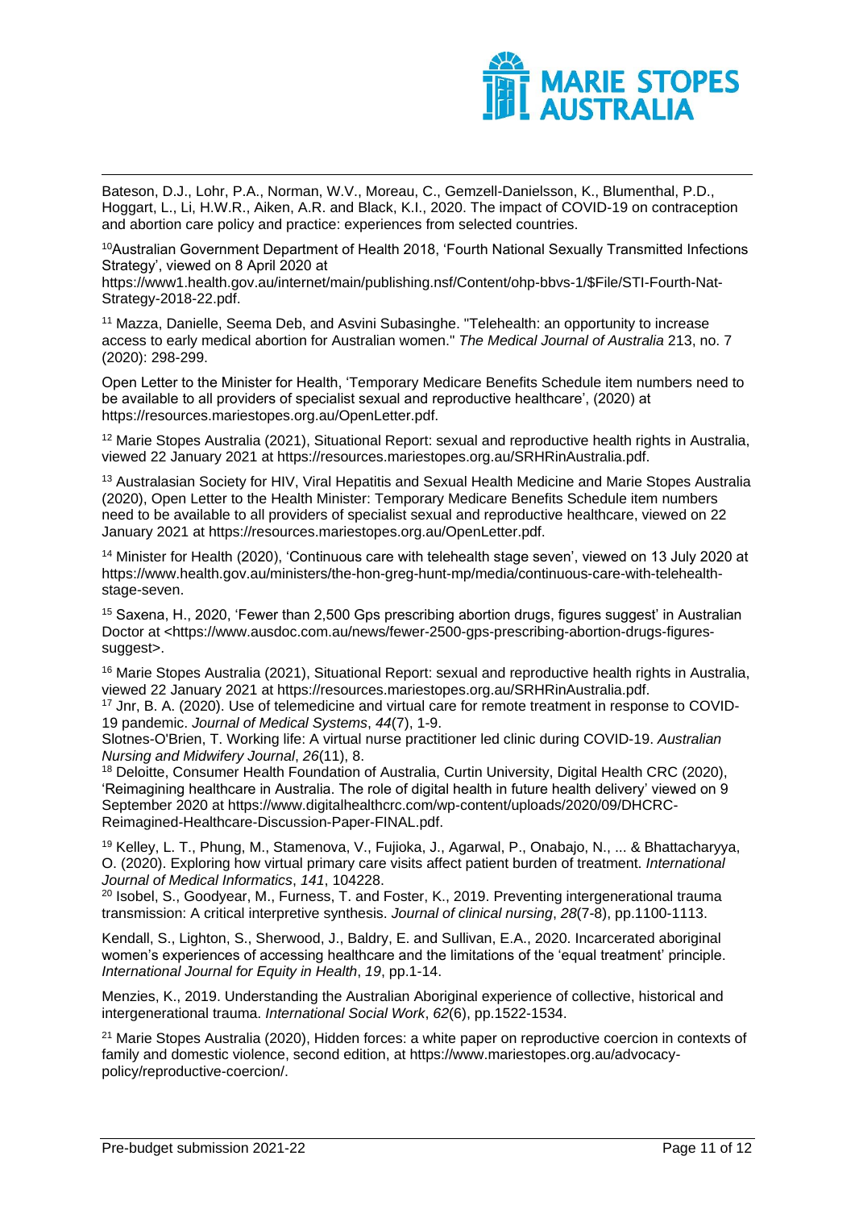Bateson, D.J., Lohr, P.A., Norman, W.V., Moreau, C., Gemzell-Danielsson, K., Blumenthal, P.D., Hoggart, L., Li, H.W.R., Aiken, A.R. and Black, K.I., 2020. The impact of COVID-19 on contraception and abortion care policy and practice: experiences from selected countries.

[10]Australian Government Department of Health 2018, 'Fourth National Sexually Transmitted Infections Strategy', viewed on 8 April 2020 at https://www1.health.gov.au/internet/main/publishing.nsf/Content/ohp-bbvs-1/$File/STI-Fourth-Nat-Strategy-2018-22.pdf.

[11] Mazza, Danielle, Seema Deb, and Asvini Subasinghe. "Telehealth: an opportunity to increase access to early medical abortion for Australian women." *The Medical Journal of Australia* 213, no. 7 (2020): 298-299.

Open Letter to the Minister for Health, 'Temporary Medicare Benefits Schedule item numbers need to be available to all providers of specialist sexual and reproductive healthcare', (2020) at https://resources.mariestopes.org.au/OpenLetter.pdf.

[12] Marie Stopes Australia (2021), Situational Report: sexual and reproductive health rights in Australia, viewed 22 January 2021 at https://resources.mariestopes.org.au/SRHRinAustralia.pdf.

[13] Australasian Society for HIV, Viral Hepatitis and Sexual Health Medicine and Marie Stopes Australia (2020), Open Letter to the Health Minister: Temporary Medicare Benefits Schedule item numbers need to be available to all providers of specialist sexual and reproductive healthcare, viewed on 22 January 2021 at https://resources.mariestopes.org.au/OpenLetter.pdf.

[14] Minister for Health (2020), 'Continuous care with telehealth stage seven', viewed on 13 July 2020 at https://www.health.gov.au/ministers/the-hon-greg-hunt-mp/media/continuous-care-with-telehealth-stage-seven.

[15] Saxena, H., 2020, 'Fewer than 2,500 Gps prescribing abortion drugs, figures suggest' in Australian Doctor at <https://www.ausdoc.com.au/news/fewer-2500-gps-prescribing-abortion-drugs-figures-suggest>.

[16] Marie Stopes Australia (2021), Situational Report: sexual and reproductive health rights in Australia, viewed 22 January 2021 at https://resources.mariestopes.org.au/SRHRinAustralia.pdf.

[17] Jnr, B. A. (2020). Use of telemedicine and virtual care for remote treatment in response to COVID-19 pandemic. *Journal of Medical Systems*, *44*(7), 1-9.

Slotnes-O'Brien, T. Working life: A virtual nurse practitioner led clinic during COVID-19. *Australian Nursing and Midwifery Journal*, *26*(11), 8.

[18] Deloitte, Consumer Health Foundation of Australia, Curtin University, Digital Health CRC (2020), 'Reimagining healthcare in Australia. The role of digital health in future health delivery' viewed on 9 September 2020 at https://www.digitalhealthcrc.com/wp-content/uploads/2020/09/DHCRC-Reimagined-Healthcare-Discussion-Paper-FINAL.pdf.

[19] Kelley, L. T., Phung, M., Stamenova, V., Fujioka, J., Agarwal, P., Onabajo, N., ... & Bhattacharyya, O. (2020). Exploring how virtual primary care visits affect patient burden of treatment. *International Journal of Medical Informatics*, *141*, 104228.

[20] Isobel, S., Goodyear, M., Furness, T. and Foster, K., 2019. Preventing intergenerational trauma transmission: A critical interpretive synthesis. *Journal of clinical nursing*, *28*(7-8), pp.1100-1113.

Kendall, S., Lighton, S., Sherwood, J., Baldry, E. and Sullivan, E.A., 2020. Incarcerated aboriginal women's experiences of accessing healthcare and the limitations of the 'equal treatment' principle. *International Journal for Equity in Health*, *19*, pp.1-14.

Menzies, K., 2019. Understanding the Australian Aboriginal experience of collective, historical and intergenerational trauma. *International Social Work*, *62*(6), pp.1522-1534.

[21] Marie Stopes Australia (2020), Hidden forces: a white paper on reproductive coercion in contexts of family and domestic violence, second edition, at https://www.mariestopes.org.au/advocacy-policy/reproductive-coercion/.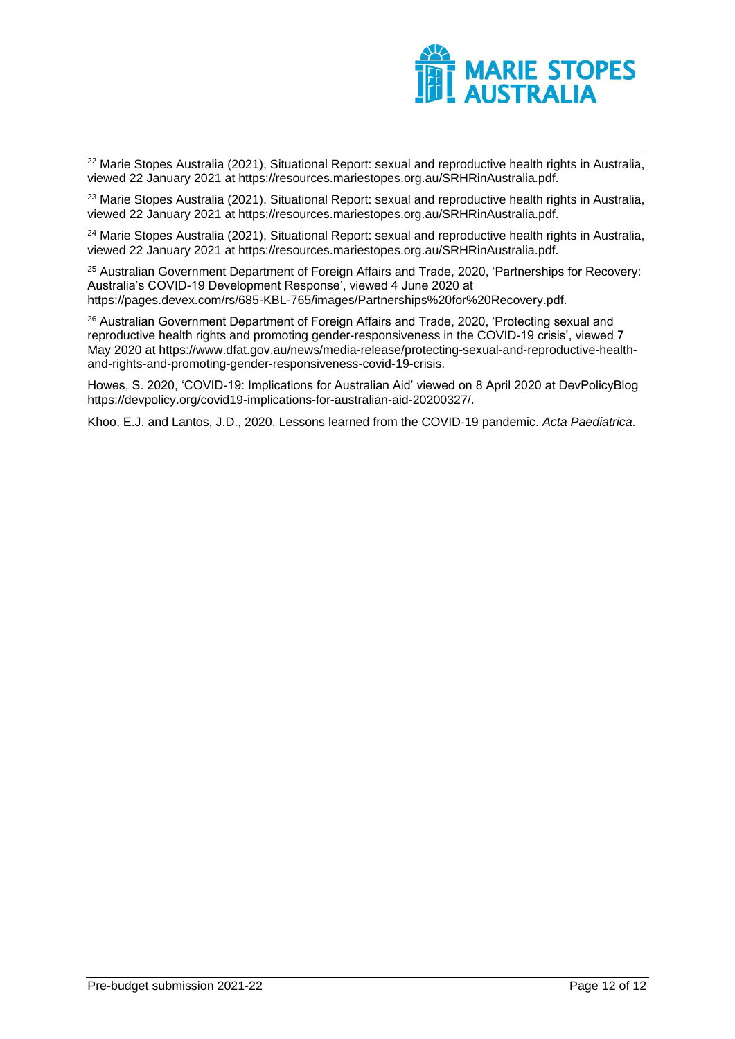[22] Marie Stopes Australia (2021), Situational Report: sexual and reproductive health rights in Australia, viewed 22 January 2021 at https://resources.mariestopes.org.au/SRHRinAustralia.pdf.

[23] Marie Stopes Australia (2021), Situational Report: sexual and reproductive health rights in Australia, viewed 22 January 2021 at https://resources.mariestopes.org.au/SRHRinAustralia.pdf.

[24] Marie Stopes Australia (2021), Situational Report: sexual and reproductive health rights in Australia, viewed 22 January 2021 at https://resources.mariestopes.org.au/SRHRinAustralia.pdf.

[25] Australian Government Department of Foreign Affairs and Trade, 2020, 'Partnerships for Recovery: Australia's COVID-19 Development Response', viewed 4 June 2020 at https://pages.devex.com/rs/685-KBL-765/images/Partnerships%20for%20Recovery.pdf.

[26] Australian Government Department of Foreign Affairs and Trade, 2020, 'Protecting sexual and reproductive health rights and promoting gender-responsiveness in the COVID-19 crisis', viewed 7 May 2020 at https://www.dfat.gov.au/news/media-release/protecting-sexual-and-reproductive-health-and-rights-and-promoting-gender-responsiveness-covid-19-crisis.

Howes, S. 2020, 'COVID-19: Implications for Australian Aid' viewed on 8 April 2020 at DevPolicyBlog https://devpolicy.org/covid19-implications-for-australian-aid-20200327/.

Khoo, E.J. and Lantos, J.D., 2020. Lessons learned from the COVID-19 pandemic. *Acta Paediatrica*.